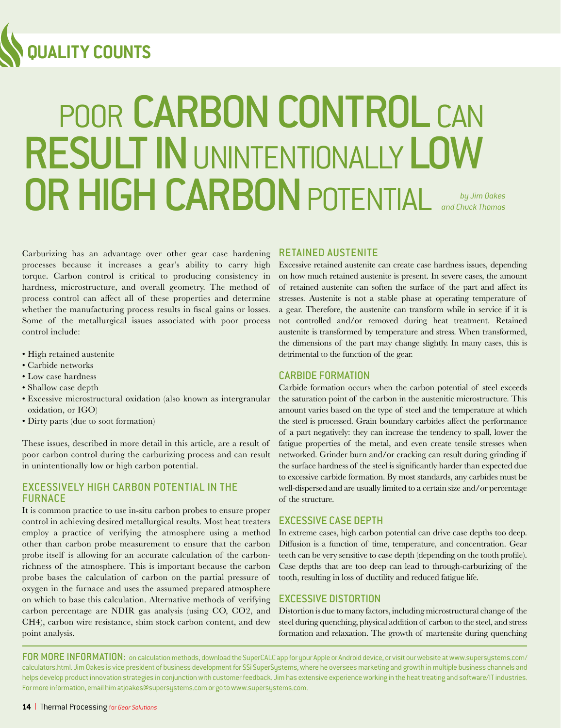# POOR CARBON CONTROL CAN RESULT IN UNINTENTIONALLY LOW OR HIGH CARBON POTENTIAL

*by Jim Oakes and Chuck Thomas*

Carburizing has an advantage over other gear case hardening processes because it increases a gear's ability to carry high torque. Carbon control is critical to producing consistency in hardness, microstructure, and overall geometry. The method of process control can affect all of these properties and determine whether the manufacturing process results in fiscal gains or losses. Some of the metallurgical issues associated with poor process control include:

- High retained austenite
- Carbide networks
- Low case hardness
- Shallow case depth
- Excessive microstructural oxidation (also known as intergranular oxidation, or IGO)
- Dirty parts (due to soot formation)

These issues, described in more detail in this article, are a result of poor carbon control during the carburizing process and can result in unintentionally low or high carbon potential.

## EXCESSIVELY HIGH CARBON POTENTIAL IN THE FURNACE

It is common practice to use in-situ carbon probes to ensure proper control in achieving desired metallurgical results. Most heat treaters employ a practice of verifying the atmosphere using a method other than carbon probe measurement to ensure that the carbon probe itself is allowing for an accurate calculation of the carbon-richness of the atmosphere. This is important because the carbon probe bases the calculation of carbon on the partial pressure of oxygen in the furnace and uses the assumed prepared atmosphere on which to base this calculation. Alternative methods of verifying carbon percentage are NDIR gas analysis (using CO, $CO_2$, and $CH_4$), carbon wire resistance, shim stock carbon content, and dew point analysis.

## RETAINED AUSTENITE

Excessive retained austenite can create case hardness issues, depending on how much retained austenite is present. In severe cases, the amount of retained austenite can soften the surface of the part and affect its stresses. Austenite is not a stable phase at operating temperature of a gear. Therefore, the austenite can transform while in service if it is not controlled and/or removed during heat treatment. Retained austenite is transformed by temperature and stress. When transformed, the dimensions of the part may change slightly. In many cases, this is detrimental to the function of the gear.

## CARBIDE FORMATION

Carbide formation occurs when the carbon potential of steel exceeds the saturation point of the carbon in the austenitic microstructure. This amount varies based on the type of steel and the temperature at which the steel is processed. Grain boundary carbides affect the performance of a part negatively: they can increase the tendency to spall, lower the fatigue properties of the metal, and even create tensile stresses when networked. Grinder burn and/or cracking can result during grinding if the surface hardness of the steel is significantly harder than expected due to excessive carbide formation. By most standards, any carbides must be well-dispersed and are usually limited to a certain size and/or percentage of the structure.

## EXCESSIVE CASE DEPTH

In extreme cases, high carbon potential can drive case depths too deep. Diffusion is a function of time, temperature, and concentration. Gear teeth can be very sensitive to case depth (depending on the tooth profile). Case depths that are too deep can lead to through-carburizing of the tooth, resulting in loss of ductility and reduced fatigue life.

## EXCESSIVE DISTORTION

Distortion is due to many factors, including microstructural change of the steel during quenching, physical addition of carbon to the steel, and stress formation and relaxation. The growth of martensite during quenching

**FOR MORE INFORMATION:** on calculation methods, download the SuperCALC app for your Apple or Android device, or visit our website at www.supersystems.com/calculators.html. Jim Oakes is vice president of business development for SSi SuperSystems, where he oversees marketing and growth in multiple business channels and helps develop product innovation strategies in conjunction with customer feedback. Jim has extensive experience working in the heat treating and software/IT industries. For more information, email him atjoakes@supersystems.com or go to www.supersystems.com.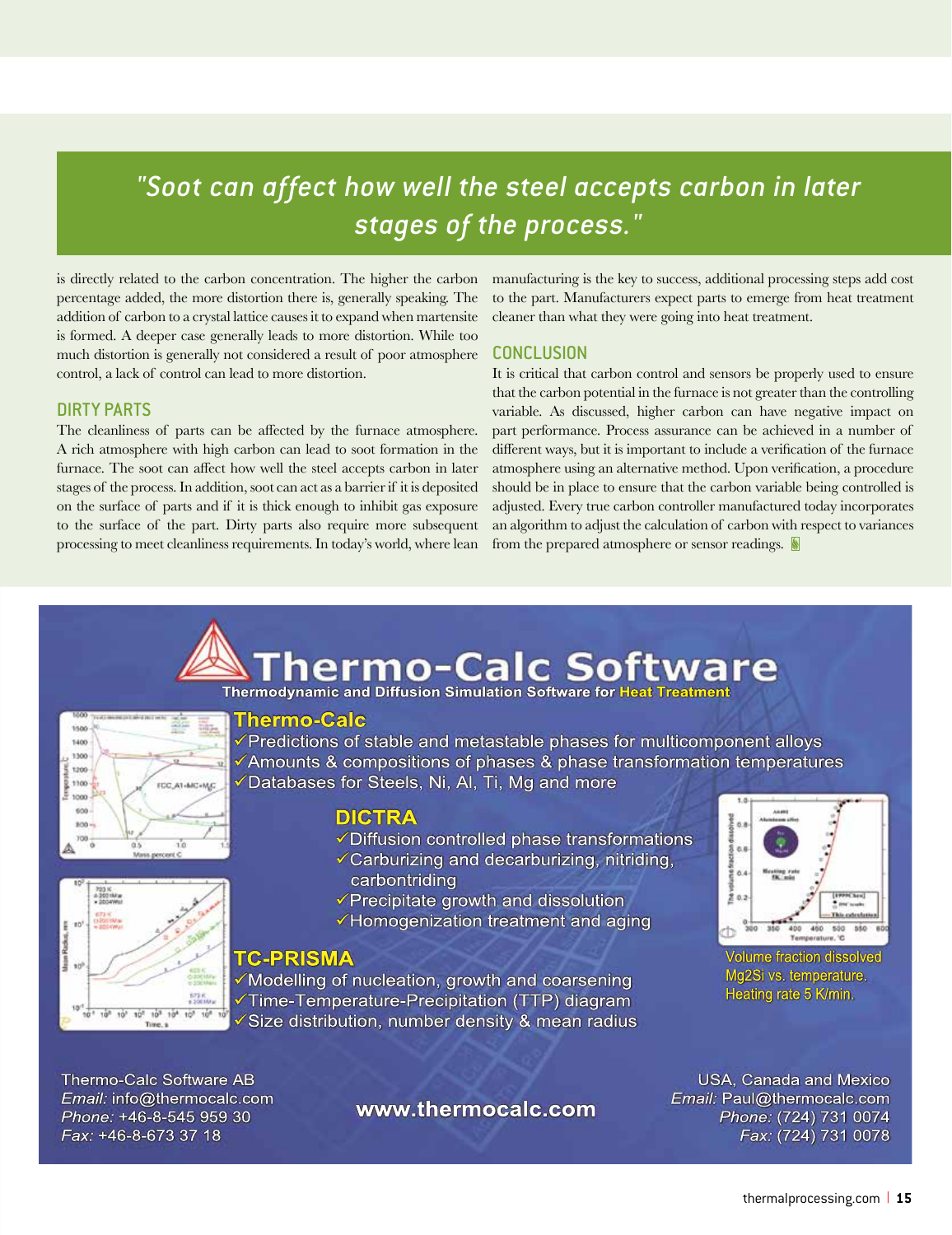> *"Soot can affect how well the steel accepts carbon in later stages of the process."*

is directly related to the carbon concentration. The higher the carbon percentage added, the more distortion there is, generally speaking. The addition of carbon to a crystal lattice causes it to expand when martensite is formed. A deeper case generally leads to more distortion. While too much distortion is generally not considered a result of poor atmosphere control, a lack of control can lead to more distortion.

## DIRTY PARTS

The cleanliness of parts can be affected by the furnace atmosphere. A rich atmosphere with high carbon can lead to soot formation in the furnace. The soot can affect how well the steel accepts carbon in later stages of the process. In addition, soot can act as a barrier if it is deposited on the surface of parts and if it is thick enough to inhibit gas exposure to the surface of the part. Dirty parts also require more subsequent processing to meet cleanliness requirements. In today's world, where lean manufacturing is the key to success, additional processing steps add cost to the part. Manufacturers expect parts to emerge from heat treatment cleaner than what they were going into heat treatment.

## CONCLUSION

It is critical that carbon control and sensors be properly used to ensure that the carbon potential in the furnace is not greater than the controlling variable. As discussed, higher carbon can have negative impact on part performance. Process assurance can be achieved in a number of different ways, but it is important to include a verification of the furnace atmosphere using an alternative method. Upon verification, a procedure should be in place to ensure that the carbon variable being controlled is adjusted. Every true carbon controller manufactured today incorporates an algorithm to adjust the calculation of carbon with respect to variances from the prepared atmosphere or sensor readings.

# Thermo-Calc Software

Thermodynamic and Diffusion Simulation Software for Heat Treatment

**Thermo-Calc**
- ✓Predictions of stable and metastable phases for multicomponent alloys
- ✓Amounts & compositions of phases & phase transformation temperatures
- ✓Databases for Steels, Ni, Al, Ti, Mg and more

**DICTRA**
- ✓Diffusion controlled phase transformations
- ✓Carburizing and decarburizing, nitriding, carbontriding
- ✓Precipitate growth and dissolution
- ✓Homogenization treatment and aging

**TC-PRISMA**
- ✓Modelling of nucleation, growth and coarsening
- ✓Time-Temperature-Precipitation (TTP) diagram
- ✓Size distribution, number density & mean radius

Volume fraction dissolved Mg2Si vs. temperature. Heating rate 5 K/min.

Thermo-Calc Software AB
*Email:* info@thermocalc.com
*Phone:* +46-8-545 959 30
*Fax:* +46-8-673 37 18

**www.thermocalc.com**

USA, Canada and Mexico
*Email:* Paul@thermocalc.com
*Phone:* (724) 731 0074
*Fax:* (724) 731 0078